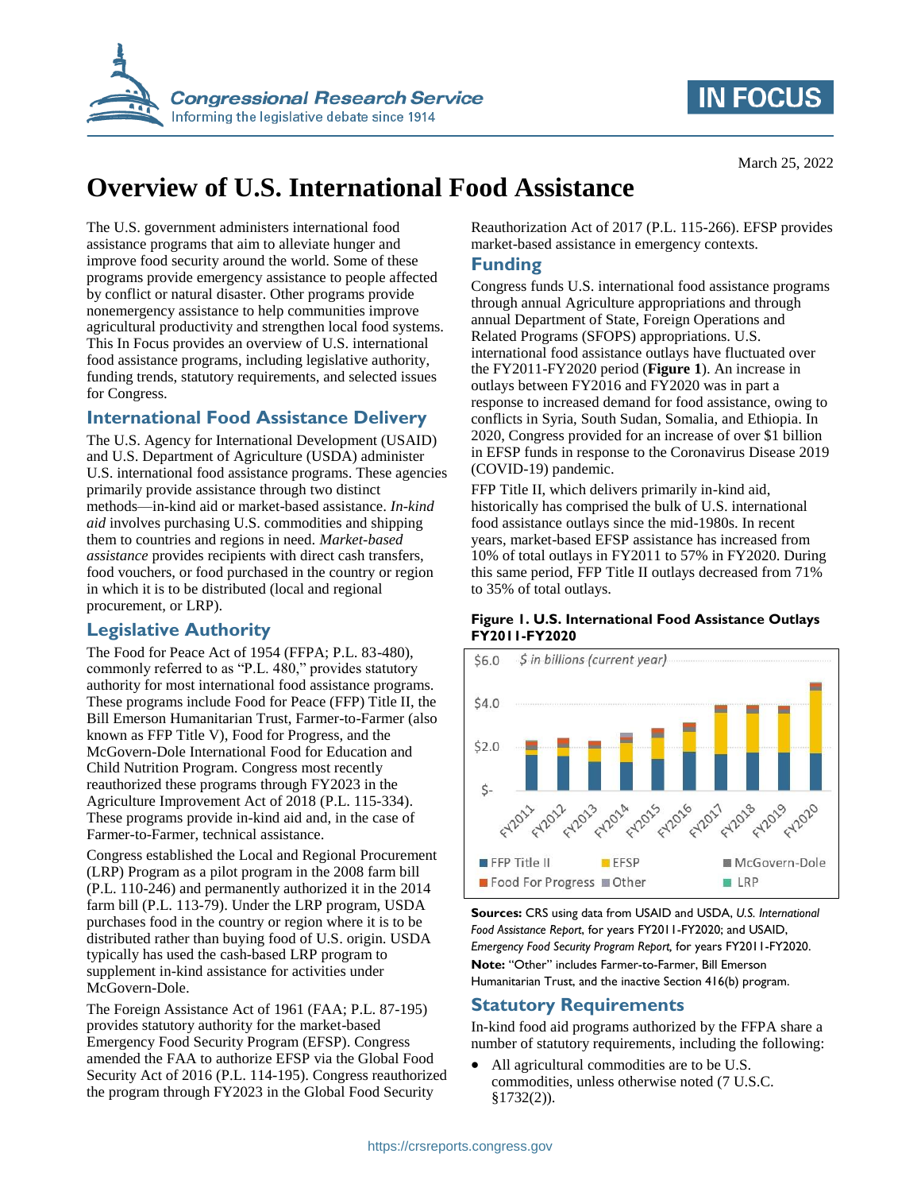# Overview of U.S. International Food Assistance

March 25, 2022

The U.S. government administers international food assistance programs that aim to alleviate hunger and improve food security around the world. Some of these programs provide emergency assistance to people affected by conflict or natural disaster. Other programs provide nonemergency assistance to help communities improve agricultural productivity and strengthen local food systems. This In Focus provides an overview of U.S. international food assistance programs, including legislative authority, funding trends, statutory requirements, and selected issues for Congress.

## International Food Assistance Delivery

The U.S. Agency for International Development (USAID) and U.S. Department of Agriculture (USDA) administer U.S. international food assistance programs. These agencies primarily provide assistance through two distinct methods—in-kind aid or market-based assistance. *In-kind aid* involves purchasing U.S. commodities and shipping them to countries and regions in need. *Market-based assistance* provides recipients with direct cash transfers, food vouchers, or food purchased in the country or region in which it is to be distributed (local and regional procurement, or LRP).

## Legislative Authority

The Food for Peace Act of 1954 (FFPA; P.L. 83-480), commonly referred to as "P.L. 480," provides statutory authority for most international food assistance programs. These programs include Food for Peace (FFP) Title II, the Bill Emerson Humanitarian Trust, Farmer-to-Farmer (also known as FFP Title V), Food for Progress, and the McGovern-Dole International Food for Education and Child Nutrition Program. Congress most recently reauthorized these programs through FY2023 in the Agriculture Improvement Act of 2018 (P.L. 115-334). These programs provide in-kind aid and, in the case of Farmer-to-Farmer, technical assistance.

Congress established the Local and Regional Procurement (LRP) Program as a pilot program in the 2008 farm bill (P.L. 110-246) and permanently authorized it in the 2014 farm bill (P.L. 113-79). Under the LRP program, USDA purchases food in the country or region where it is to be distributed rather than buying food of U.S. origin. USDA typically has used the cash-based LRP program to supplement in-kind assistance for activities under McGovern-Dole.

The Foreign Assistance Act of 1961 (FAA; P.L. 87-195) provides statutory authority for the market-based Emergency Food Security Program (EFSP). Congress amended the FAA to authorize EFSP via the Global Food Security Act of 2016 (P.L. 114-195). Congress reauthorized the program through FY2023 in the Global Food Security Reauthorization Act of 2017 (P.L. 115-266). EFSP provides market-based assistance in emergency contexts.

## Funding

Congress funds U.S. international food assistance programs through annual Agriculture appropriations and through annual Department of State, Foreign Operations and Related Programs (SFOPS) appropriations. U.S. international food assistance outlays have fluctuated over the FY2011-FY2020 period (**Figure 1**). An increase in outlays between FY2016 and FY2020 was in part a response to increased demand for food assistance, owing to conflicts in Syria, South Sudan, Somalia, and Ethiopia. In 2020, Congress provided for an increase of over $1 billion in EFSP funds in response to the Coronavirus Disease 2019 (COVID-19) pandemic.

FFP Title II, which delivers primarily in-kind aid, historically has comprised the bulk of U.S. international food assistance outlays since the mid-1980s. In recent years, market-based EFSP assistance has increased from 10% of total outlays in FY2011 to 57% in FY2020. During this same period, FFP Title II outlays decreased from 71% to 35% of total outlays.

**Figure 1. U.S. International Food Assistance Outlays FY2011-FY2020**

$ in billions (current year)

FFP Title II | EFSP | McGovern-Dole | Food For Progress | Other | LRP

**Sources:** CRS using data from USAID and USDA, *U.S. International Food Assistance Report*, for years FY2011-FY2020; and USAID, *Emergency Food Security Program Report,* for years FY2011-FY2020.

**Note:** "Other" includes Farmer-to-Farmer, Bill Emerson Humanitarian Trust, and the inactive Section 416(b) program.

## Statutory Requirements

In-kind food aid programs authorized by the FFPA share a number of statutory requirements, including the following:

- All agricultural commodities are to be U.S. commodities, unless otherwise noted (7 U.S.C. §1732(2)).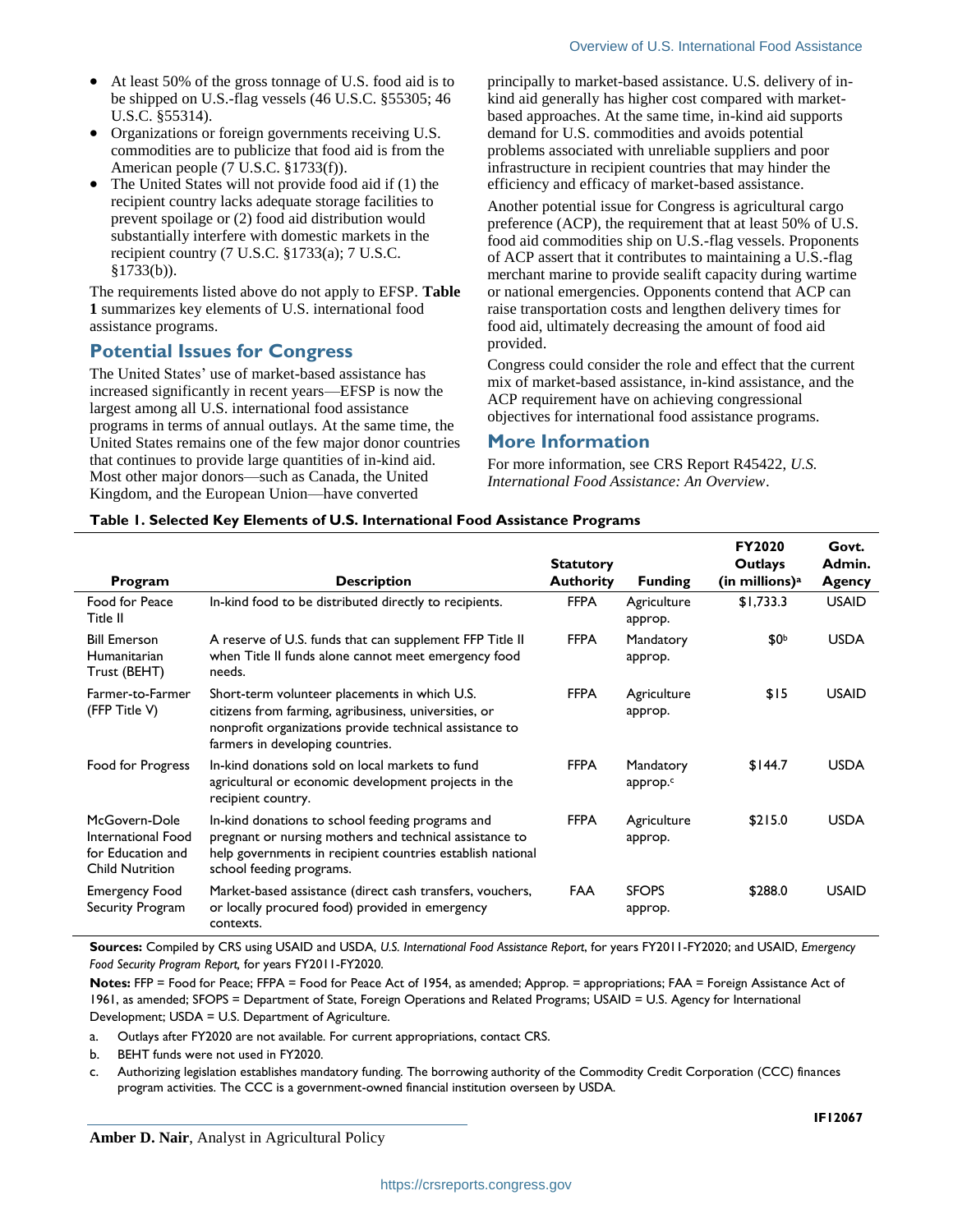- At least 50% of the gross tonnage of U.S. food aid is to be shipped on U.S.-flag vessels (46 U.S.C. §55305; 46 U.S.C. §55314).
- Organizations or foreign governments receiving U.S. commodities are to publicize that food aid is from the American people (7 U.S.C. §1733(f)).
- The United States will not provide food aid if (1) the recipient country lacks adequate storage facilities to prevent spoilage or (2) food aid distribution would substantially interfere with domestic markets in the recipient country (7 U.S.C. §1733(a); 7 U.S.C. §1733(b)).

The requirements listed above do not apply to EFSP. **Table 1** summarizes key elements of U.S. international food assistance programs.

## Potential Issues for Congress

The United States' use of market-based assistance has increased significantly in recent years—EFSP is now the largest among all U.S. international food assistance programs in terms of annual outlays. At the same time, the United States remains one of the few major donor countries that continues to provide large quantities of in-kind aid. Most other major donors—such as Canada, the United Kingdom, and the European Union—have converted principally to market-based assistance. U.S. delivery of in-kind aid generally has higher cost compared with market-based approaches. At the same time, in-kind aid supports demand for U.S. commodities and avoids potential problems associated with unreliable suppliers and poor infrastructure in recipient countries that may hinder the efficiency and efficacy of market-based assistance.

Another potential issue for Congress is agricultural cargo preference (ACP), the requirement that at least 50% of U.S. food aid commodities ship on U.S.-flag vessels. Proponents of ACP assert that it contributes to maintaining a U.S.-flag merchant marine to provide sealift capacity during wartime or national emergencies. Opponents contend that ACP can raise transportation costs and lengthen delivery times for food aid, ultimately decreasing the amount of food aid provided.

Congress could consider the role and effect that the current mix of market-based assistance, in-kind assistance, and the ACP requirement have on achieving congressional objectives for international food assistance programs.

## More Information

For more information, see CRS Report R45422, *U.S. International Food Assistance: An Overview*.

**Table 1. Selected Key Elements of U.S. International Food Assistance Programs**

| Program | Description | Statutory Authority | Funding | FY2020 Outlays (in millions)[a] | Govt. Admin. Agency |
|---|---|---|---|---|---|
| Food for Peace Title II | In-kind food to be distributed directly to recipients. | FFPA | Agriculture approp. | $1,733.3 | USAID |
| Bill Emerson Humanitarian Trust (BEHT) | A reserve of U.S. funds that can supplement FFP Title II when Title II funds alone cannot meet emergency food needs. | FFPA | Mandatory approp. | $0[b] | USDA |
| Farmer-to-Farmer (FFP Title V) | Short-term volunteer placements in which U.S. citizens from farming, agribusiness, universities, or nonprofit organizations provide technical assistance to farmers in developing countries. | FFPA | Agriculture approp. | $15 | USAID |
| Food for Progress | In-kind donations sold on local markets to fund agricultural or economic development projects in the recipient country. | FFPA | Mandatory approp.[c] | $144.7 | USDA |
| McGovern-Dole International Food for Education and Child Nutrition | In-kind donations to school feeding programs and pregnant or nursing mothers and technical assistance to help governments in recipient countries establish national school feeding programs. | FFPA | Agriculture approp. | $215.0 | USDA |
| Emergency Food Security Program | Market-based assistance (direct cash transfers, vouchers, or locally procured food) provided in emergency contexts. | FAA | SFOPS approp. | $288.0 | USAID |

**Sources:** Compiled by CRS using USAID and USDA, *U.S. International Food Assistance Report*, for years FY2011-FY2020; and USAID, *Emergency Food Security Program Report,* for years FY2011-FY2020.

**Notes:** FFP = Food for Peace; FFPA = Food for Peace Act of 1954, as amended; Approp. = appropriations; FAA = Foreign Assistance Act of 1961, as amended; SFOPS = Department of State, Foreign Operations and Related Programs; USAID = U.S. Agency for International Development; USDA = U.S. Department of Agriculture.

a. Outlays after FY2020 are not available. For current appropriations, contact CRS.

b. BEHT funds were not used in FY2020.

c. Authorizing legislation establishes mandatory funding. The borrowing authority of the Commodity Credit Corporation (CCC) finances program activities. The CCC is a government-owned financial institution overseen by USDA.

**Amber D. Nair**, Analyst in Agricultural Policy

IF12067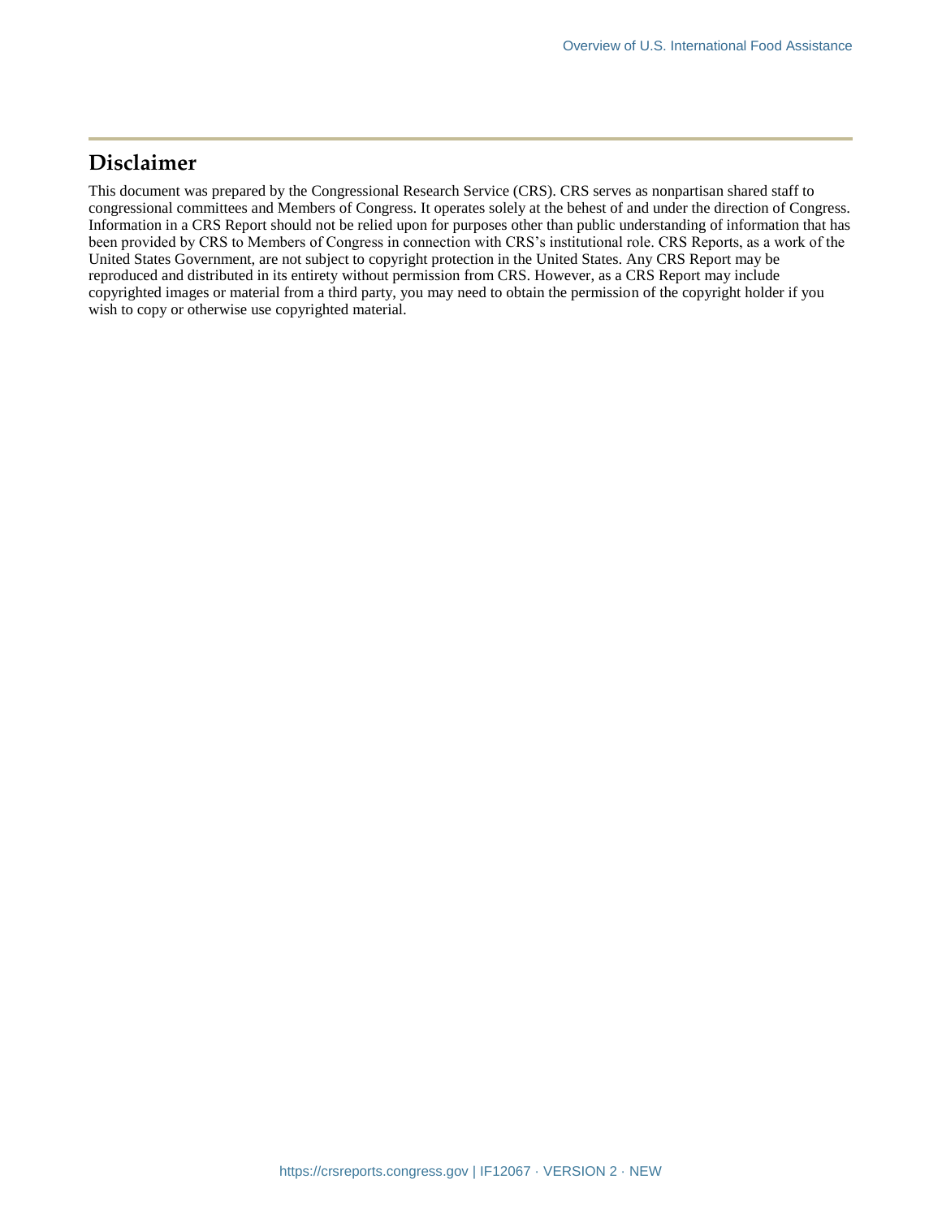## Disclaimer

This document was prepared by the Congressional Research Service (CRS). CRS serves as nonpartisan shared staff to congressional committees and Members of Congress. It operates solely at the behest of and under the direction of Congress. Information in a CRS Report should not be relied upon for purposes other than public understanding of information that has been provided by CRS to Members of Congress in connection with CRS's institutional role. CRS Reports, as a work of the United States Government, are not subject to copyright protection in the United States. Any CRS Report may be reproduced and distributed in its entirety without permission from CRS. However, as a CRS Report may include copyrighted images or material from a third party, you may need to obtain the permission of the copyright holder if you wish to copy or otherwise use copyrighted material.